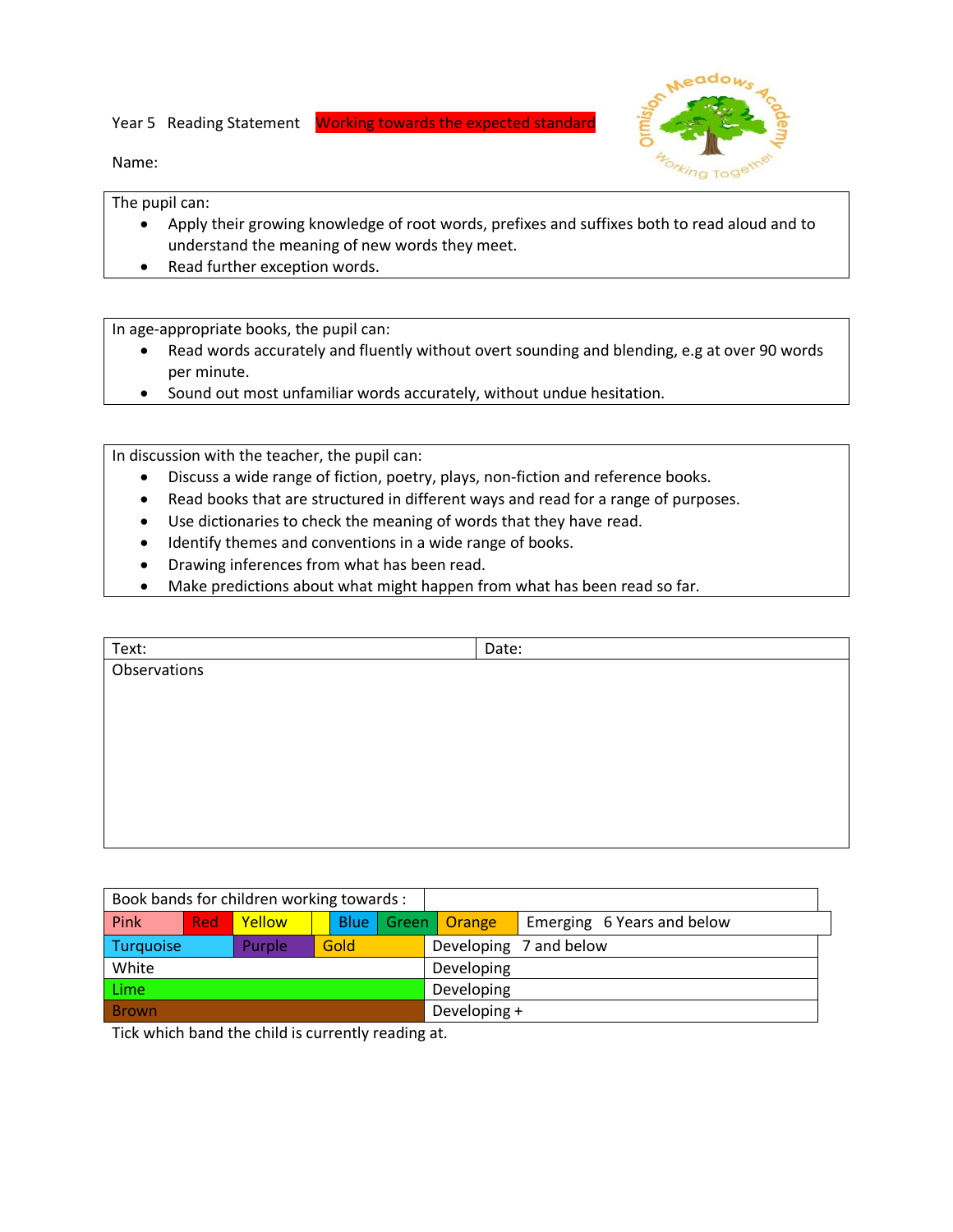Year 5 Reading Statement **Working towards the expected standard**

Ormision Meadows Academy — Working Together

Name:

The pupil can:

- Apply their growing knowledge of root words, prefixes and suffixes both to read aloud and to understand the meaning of new words they meet.
- Read further exception words.

In age-appropriate books, the pupil can:

- Read words accurately and fluently without overt sounding and blending, e.g at over 90 words per minute.
- Sound out most unfamiliar words accurately, without undue hesitation.

In discussion with the teacher, the pupil can:

- Discuss a wide range of fiction, poetry, plays, non-fiction and reference books.
- Read books that are structured in different ways and read for a range of purposes.
- Use dictionaries to check the meaning of words that they have read.
- Identify themes and conventions in a wide range of books.
- Drawing inferences from what has been read.
- Make predictions about what might happen from what has been read so far.

| Text: | Date: |
|---|---|
| Observations | |

| Book bands for children working towards : | |
|---|---|
| Pink, Red, Yellow, Blue, Green, Orange | Emerging 6 Years and below |
| Turquoise, Purple, Gold | Developing 7 and below |
| White | Developing |
| Lime | Developing |
| Brown | Developing + |

Tick which band the child is currently reading at.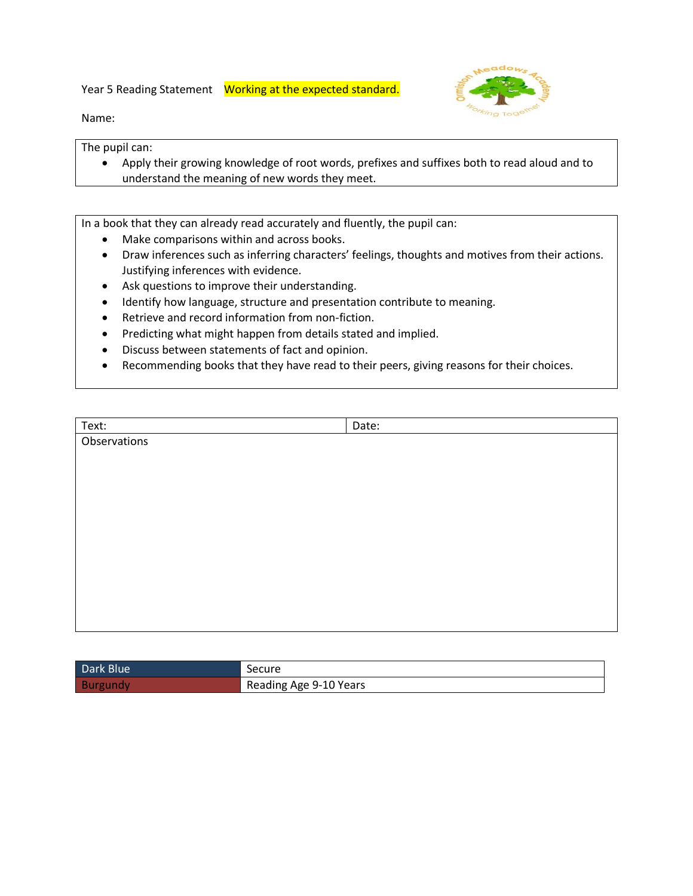Year 5 Reading Statement Working at the expected standard.

Name:

The pupil can:

- Apply their growing knowledge of root words, prefixes and suffixes both to read aloud and to understand the meaning of new words they meet.

In a book that they can already read accurately and fluently, the pupil can:

- Make comparisons within and across books.
- Draw inferences such as inferring characters' feelings, thoughts and motives from their actions. Justifying inferences with evidence.
- Ask questions to improve their understanding.
- Identify how language, structure and presentation contribute to meaning.
- Retrieve and record information from non-fiction.
- Predicting what might happen from details stated and implied.
- Discuss between statements of fact and opinion.
- Recommending books that they have read to their peers, giving reasons for their choices.

| Text: | Date: |
| --- | --- |
| Observations | |

| Dark Blue | Secure |
| --- | --- |
| Burgundy | Reading Age 9-10 Years |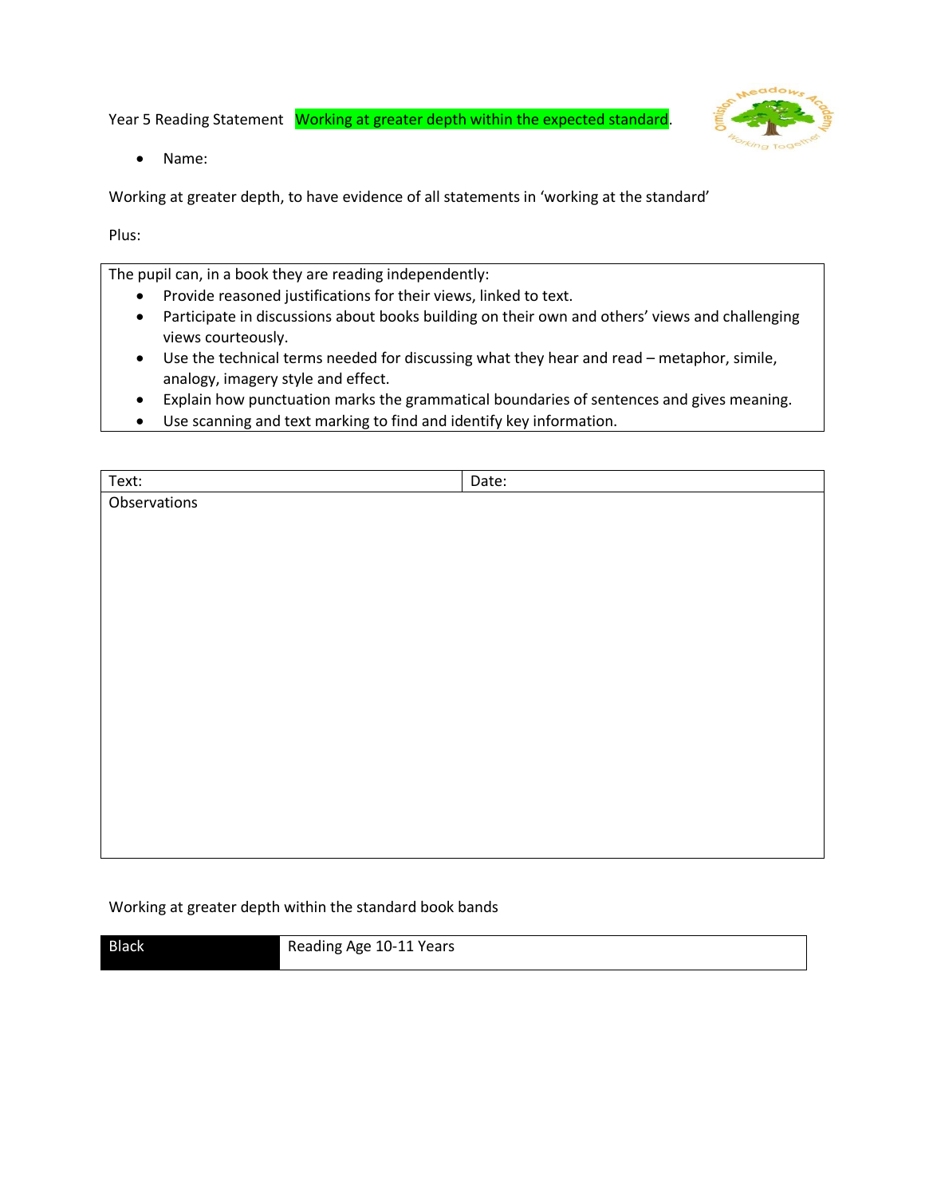Year 5 Reading Statement Working at greater depth within the expected standard.

- Name:

Working at greater depth, to have evidence of all statements in 'working at the standard'

Plus:

| |
|---|
| The pupil can, in a book they are reading independently:<br>• Provide reasoned justifications for their views, linked to text.<br>• Participate in discussions about books building on their own and others' views and challenging views courteously.<br>• Use the technical terms needed for discussing what they hear and read – metaphor, simile, analogy, imagery style and effect.<br>• Explain how punctuation marks the grammatical boundaries of sentences and gives meaning.<br>• Use scanning and text marking to find and identify key information. |

| Text: | Date: |
|---|---|
| Observations | |

Working at greater depth within the standard book bands

| | |
|---|---|
| Black | Reading Age 10-11 Years |